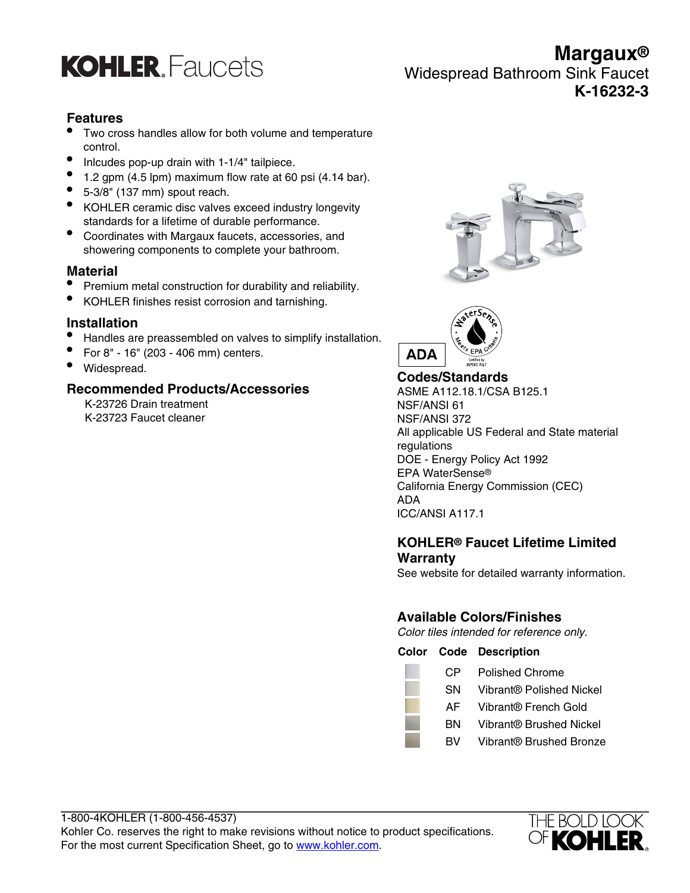# KOHLER. Faucets

# Margaux®

## Widespread Bathroom Sink Faucet

## K-16232-3

### Features

- Two cross handles allow for both volume and temperature control.
- Inlcudes pop-up drain with 1-1/4" tailpiece.
- 1.2 gpm (4.5 lpm) maximum flow rate at 60 psi (4.14 bar).
- 5-3/8" (137 mm) spout reach.
- KOHLER ceramic disc valves exceed industry longevity standards for a lifetime of durable performance.
- Coordinates with Margaux faucets, accessories, and showering components to complete your bathroom.

### Material

- Premium metal construction for durability and reliability.
- KOHLER finishes resist corrosion and tarnishing.

### Installation

- Handles are preassembled on valves to simplify installation.
- For 8" - 16" (203 - 406 mm) centers.
- Widespread.

### Recommended Products/Accessories

K-23726 Drain treatment
K-23723 Faucet cleaner

ADA

### Codes/Standards

ASME A112.18.1/CSA B125.1
NSF/ANSI 61
NSF/ANSI 372
All applicable US Federal and State material regulations
DOE - Energy Policy Act 1992
EPA WaterSense®
California Energy Commission (CEC)
ADA
ICC/ANSI A117.1

### KOHLER® Faucet Lifetime Limited Warranty

See website for detailed warranty information.

### Available Colors/Finishes

*Color tiles intended for reference only.*

| Color | Code | Description |
|---|---|---|
| | CP | Polished Chrome |
| | SN | Vibrant® Polished Nickel |
| | AF | Vibrant® French Gold |
| | BN | Vibrant® Brushed Nickel |
| | BV | Vibrant® Brushed Bronze |

1-800-4KOHLER (1-800-456-4537)
Kohler Co. reserves the right to make revisions without notice to product specifications.
For the most current Specification Sheet, go to www.kohler.com.

THE BOLD LOOK OF KOHLER.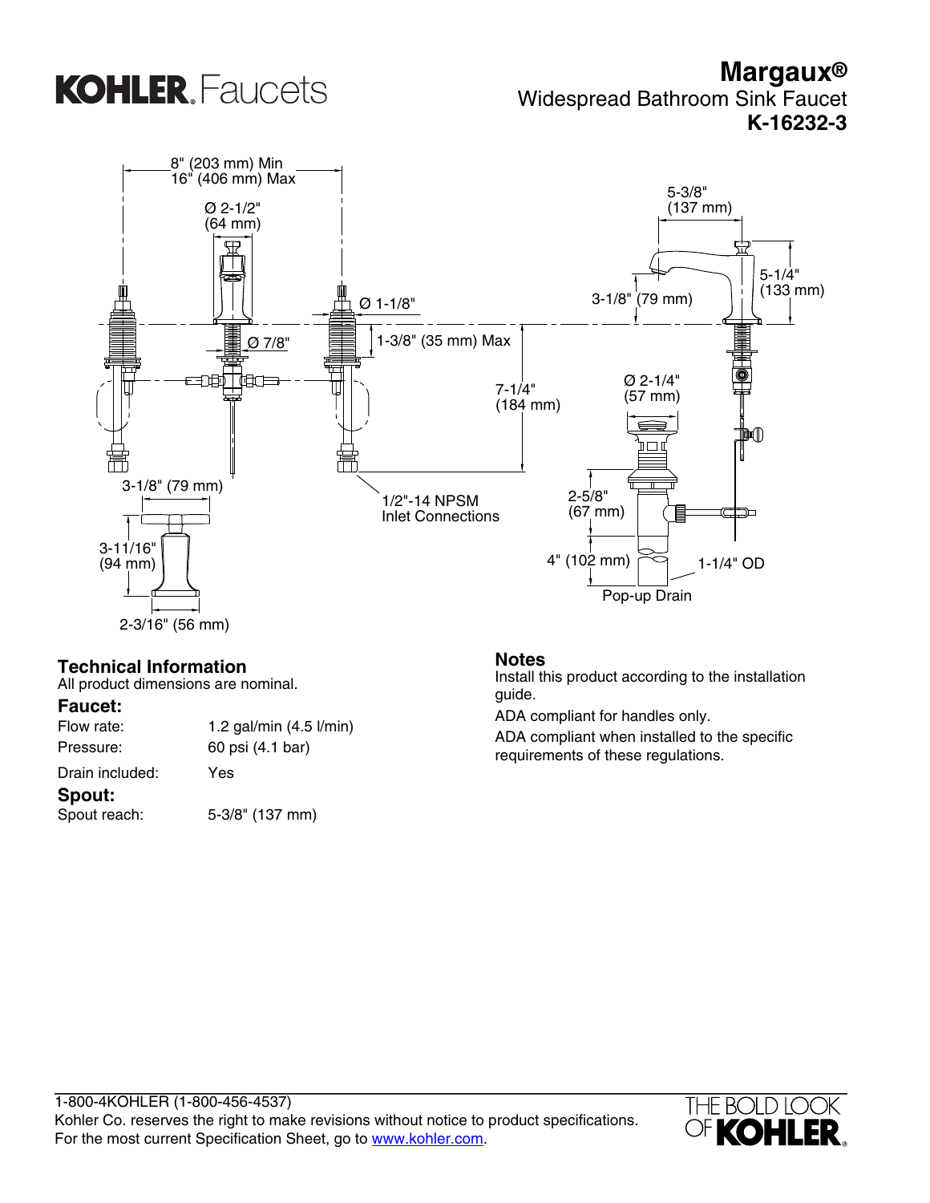# KOHLER. Faucets

**Margaux®**
Widespread Bathroom Sink Faucet
**K-16232-3**

8" (203 mm) Min
16" (406 mm) Max

Ø 2-1/2"
(64 mm)

Ø 1-1/8"

Ø 7/8"

1-3/8" (35 mm) Max

7-1/4"
(184 mm)

5-3/8"
(137 mm)

5-1/4"
(133 mm)

3-1/8" (79 mm)

Ø 2-1/4"
(57 mm)

3-1/8" (79 mm)

1/2"-14 NPSM
Inlet Connections

2-5/8"
(67 mm)

3-11/16"
(94 mm)

4" (102 mm)

1-1/4" OD

Pop-up Drain

2-3/16" (56 mm)

## Technical Information

All product dimensions are nominal.

### Faucet:

| | |
|---|---|
| Flow rate: | 1.2 gal/min (4.5 l/min) |
| Pressure: | 60 psi (4.1 bar) |
| Drain included: | Yes |

### Spout:

| | |
|---|---|
| Spout reach: | 5-3/8" (137 mm) |

## Notes

Install this product according to the installation guide.

ADA compliant for handles only.

ADA compliant when installed to the specific requirements of these regulations.

1-800-4KOHLER (1-800-456-4537)
Kohler Co. reserves the right to make revisions without notice to product specifications.
For the most current Specification Sheet, go to www.kohler.com.

THE BOLD LOOK OF KOHLER.